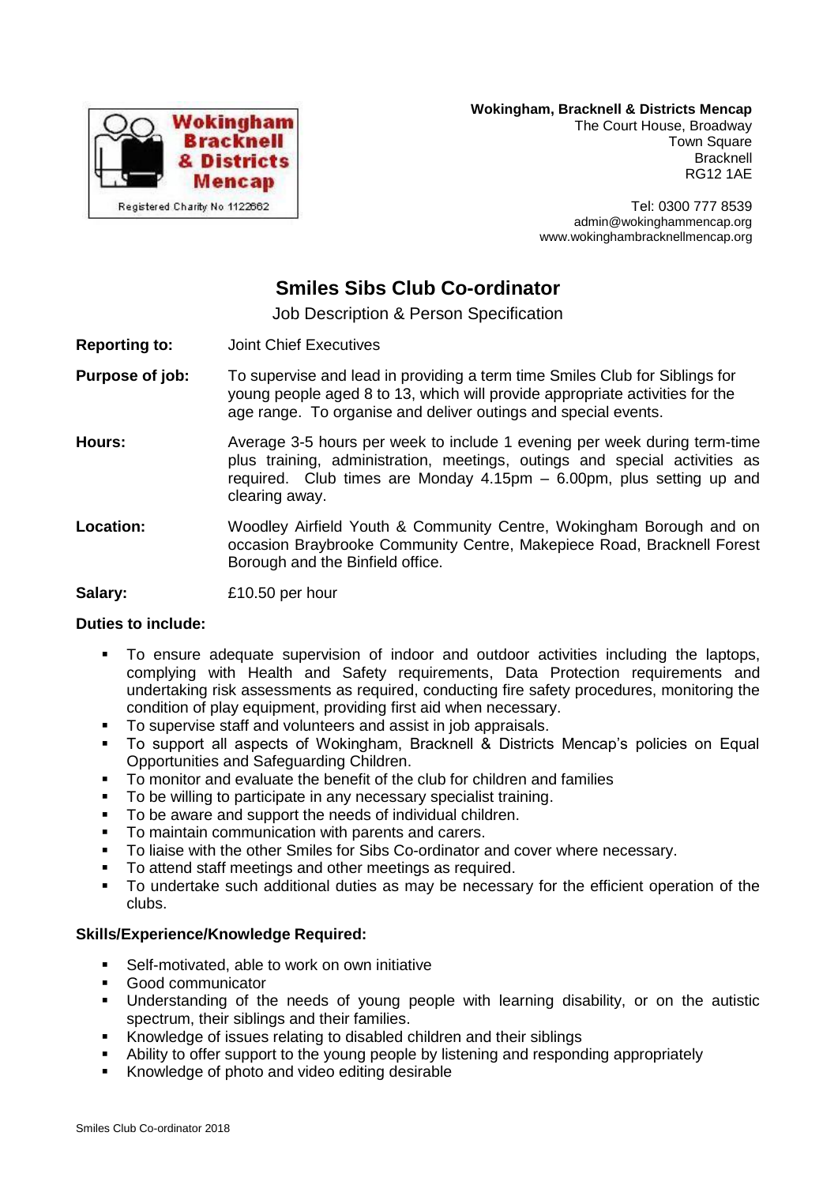Wokingham Bracknell & Districts Mencap

Registered Charity No 1122662

**Wokingham, Bracknell & Districts Mencap**
The Court House, Broadway
Town Square
Bracknell
RG12 1AE

Tel: 0300 777 8539
admin@wokinghammencap.org
www.wokinghambracknellmencap.org

# Smiles Sibs Club Co-ordinator

Job Description & Person Specification

**Reporting to:** Joint Chief Executives

**Purpose of job:** To supervise and lead in providing a term time Smiles Club for Siblings for young people aged 8 to 13, which will provide appropriate activities for the age range. To organise and deliver outings and special events.

**Hours:** Average 3-5 hours per week to include 1 evening per week during term-time plus training, administration, meetings, outings and special activities as required. Club times are Monday 4.15pm – 6.00pm, plus setting up and clearing away.

**Location:** Woodley Airfield Youth & Community Centre, Wokingham Borough and on occasion Braybrooke Community Centre, Makepiece Road, Bracknell Forest Borough and the Binfield office.

**Salary:** £10.50 per hour

**Duties to include:**

- To ensure adequate supervision of indoor and outdoor activities including the laptops, complying with Health and Safety requirements, Data Protection requirements and undertaking risk assessments as required, conducting fire safety procedures, monitoring the condition of play equipment, providing first aid when necessary.
- To supervise staff and volunteers and assist in job appraisals.
- To support all aspects of Wokingham, Bracknell & Districts Mencap's policies on Equal Opportunities and Safeguarding Children.
- To monitor and evaluate the benefit of the club for children and families
- To be willing to participate in any necessary specialist training.
- To be aware and support the needs of individual children.
- To maintain communication with parents and carers.
- To liaise with the other Smiles for Sibs Co-ordinator and cover where necessary.
- To attend staff meetings and other meetings as required.
- To undertake such additional duties as may be necessary for the efficient operation of the clubs.

**Skills/Experience/Knowledge Required:**

- Self-motivated, able to work on own initiative
- Good communicator
- Understanding of the needs of young people with learning disability, or on the autistic spectrum, their siblings and their families.
- Knowledge of issues relating to disabled children and their siblings
- Ability to offer support to the young people by listening and responding appropriately
- Knowledge of photo and video editing desirable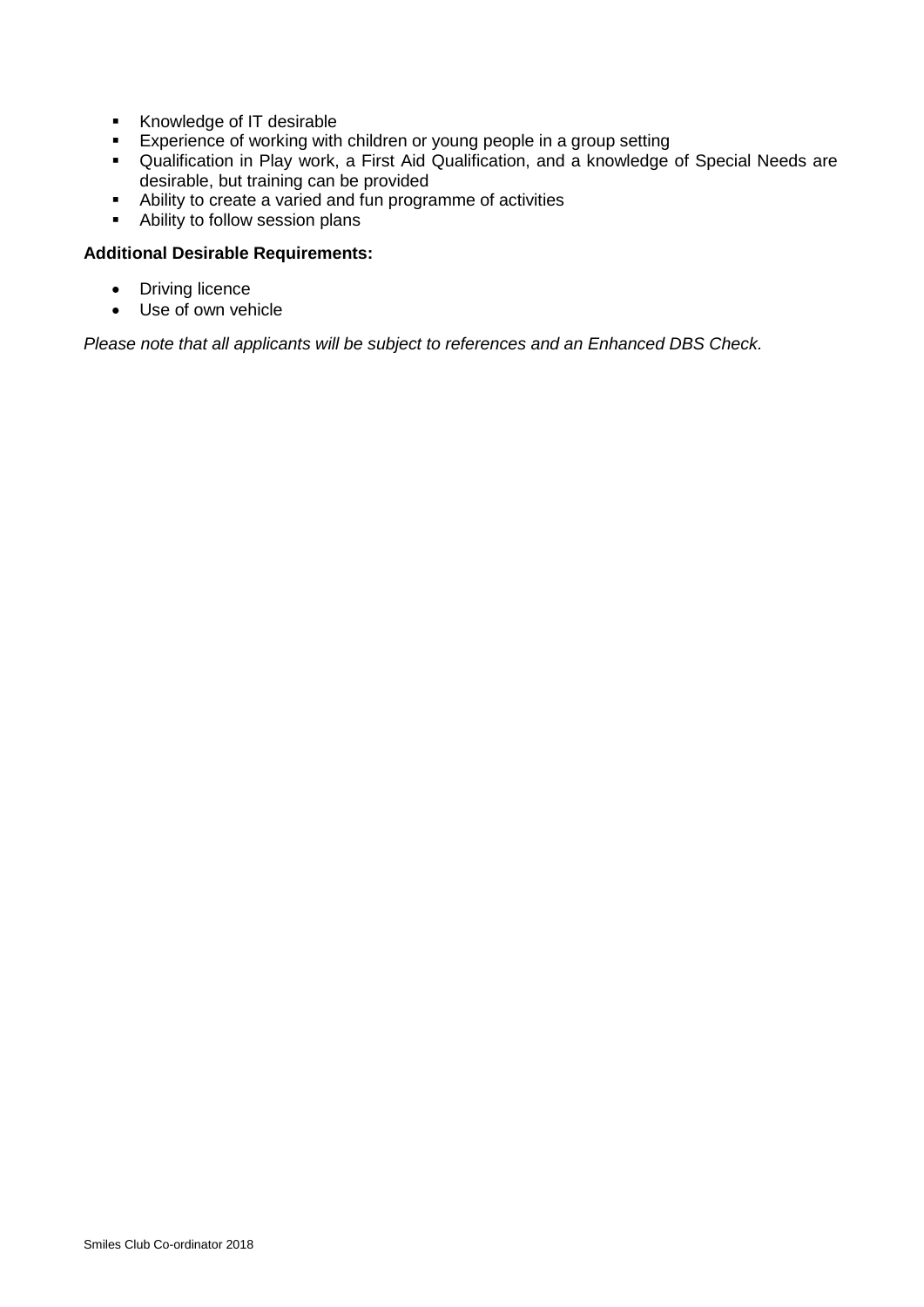- Knowledge of IT desirable
- Experience of working with children or young people in a group setting
- Qualification in Play work, a First Aid Qualification, and a knowledge of Special Needs are desirable, but training can be provided
- Ability to create a varied and fun programme of activities
- Ability to follow session plans

**Additional Desirable Requirements:**

- Driving licence
- Use of own vehicle

*Please note that all applicants will be subject to references and an Enhanced DBS Check.*